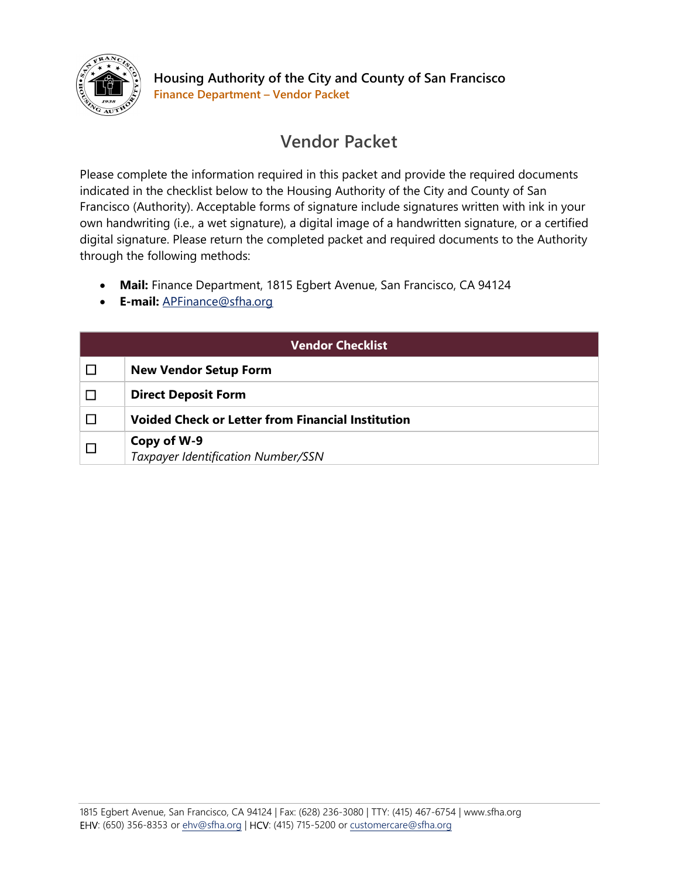Housing Authority of the City and County of San Francisco
**Finance Department – Vendor Packet**

# Vendor Packet

Please complete the information required in this packet and provide the required documents indicated in the checklist below to the Housing Authority of the City and County of San Francisco (Authority). Acceptable forms of signature include signatures written with ink in your own handwriting (i.e., a wet signature), a digital image of a handwritten signature, or a certified digital signature. Please return the completed packet and required documents to the Authority through the following methods:

- **Mail:** Finance Department, 1815 Egbert Avenue, San Francisco, CA 94124
- **E-mail:** APFinance@sfha.org

| Vendor Checklist | |
|---|---|
| ☐ | **New Vendor Setup Form** |
| ☐ | **Direct Deposit Form** |
| ☐ | **Voided Check or Letter from Financial Institution** |
| ☐ | **Copy of W-9**<br>*Taxpayer Identification Number/SSN* |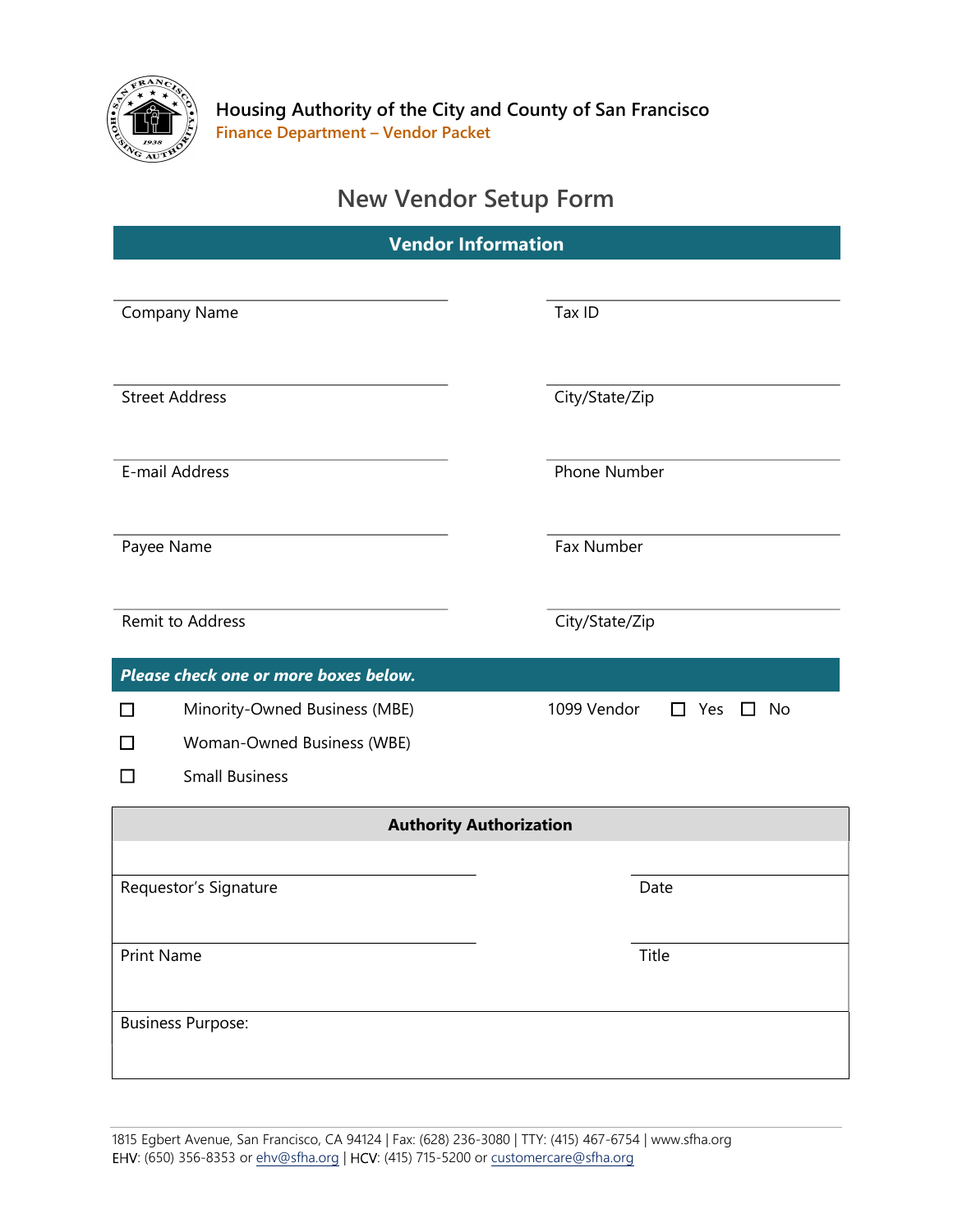Housing Authority of the City and County of San Francisco
Finance Department – Vendor Packet

# New Vendor Setup Form

## Vendor Information

| | |
|---|---|
| Company Name | Tax ID |
| Street Address | City/State/Zip |
| E-mail Address | Phone Number |
| Payee Name | Fax Number |
| Remit to Address | City/State/Zip |

***Please check one or more boxes below.***

☐ Minority-Owned Business (MBE)

☐ Woman-Owned Business (WBE)

☐ Small Business

1099 Vendor ☐ Yes ☐ No

## Authority Authorization

| | |
|---|---|
| Requestor's Signature | Date |
| Print Name | Title |

Business Purpose:

1815 Egbert Avenue, San Francisco, CA 94124 | Fax: (628) 236-3080 | TTY: (415) 467-6754 | www.sfha.org
EHV: (650) 356-8353 or ehv@sfha.org | HCV: (415) 715-5200 or customercare@sfha.org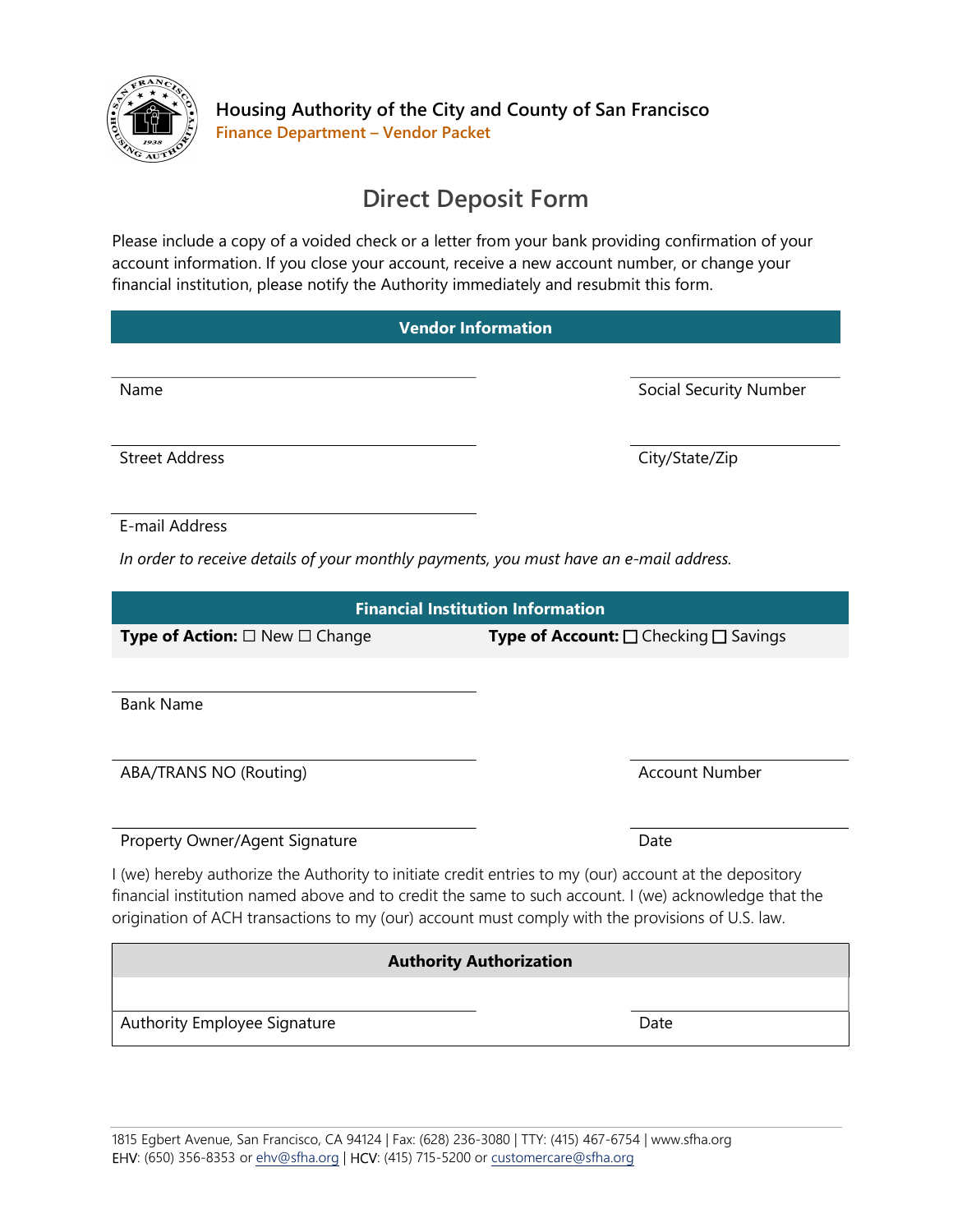Housing Authority of the City and County of San Francisco
Finance Department – Vendor Packet

# Direct Deposit Form

Please include a copy of a voided check or a letter from your bank providing confirmation of your account information. If you close your account, receive a new account number, or change your financial institution, please notify the Authority immediately and resubmit this form.

## Vendor Information

Name

Social Security Number

Street Address

City/State/Zip

E-mail Address

*In order to receive details of your monthly payments, you must have an e-mail address.*

## Financial Institution Information

**Type of Action:** ☐ New ☐ Change **Type of Account:** ☐ Checking ☐ Savings

Bank Name

ABA/TRANS NO (Routing)

Account Number

Property Owner/Agent Signature

Date

I (we) hereby authorize the Authority to initiate credit entries to my (our) account at the depository financial institution named above and to credit the same to such account. I (we) acknowledge that the origination of ACH transactions to my (our) account must comply with the provisions of U.S. law.

## Authority Authorization

Authority Employee Signature

Date

1815 Egbert Avenue, San Francisco, CA 94124 | Fax: (628) 236-3080 | TTY: (415) 467-6754 | www.sfha.org
EHV: (650) 356-8353 or ehv@sfha.org | HCV: (415) 715-5200 or customercare@sfha.org